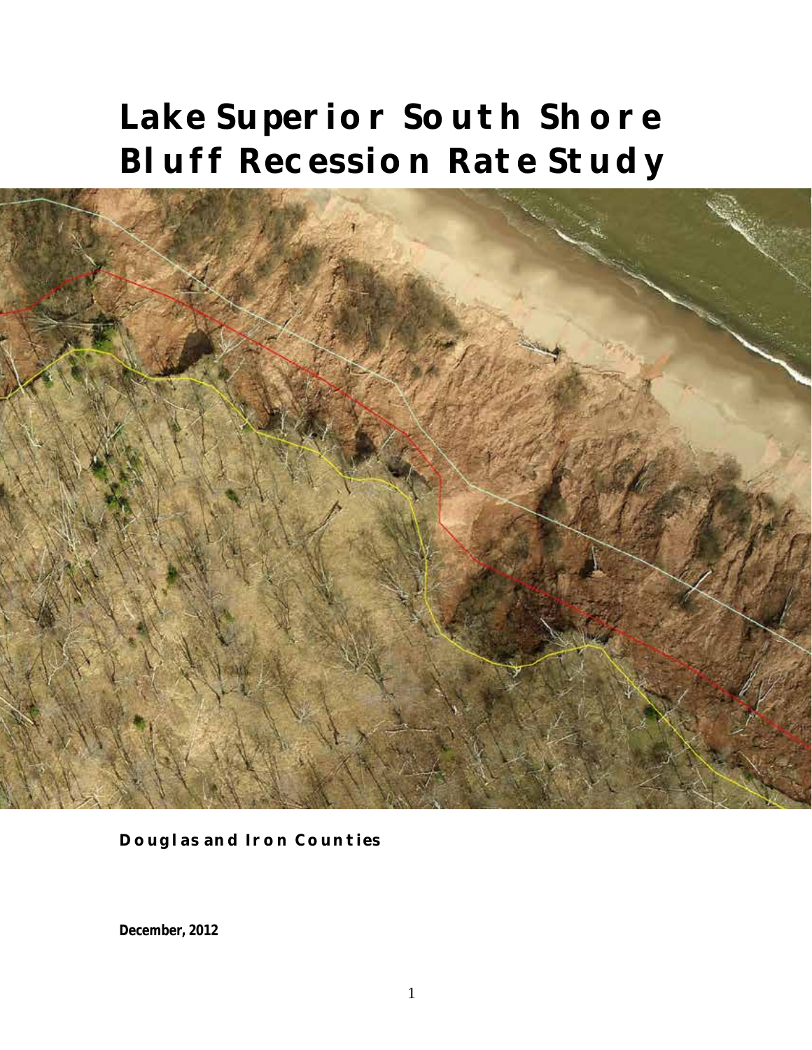# Lake Superior South Shore Bluff Recession Rate Study

**Douglas and Iron Counties**

**December, 2012**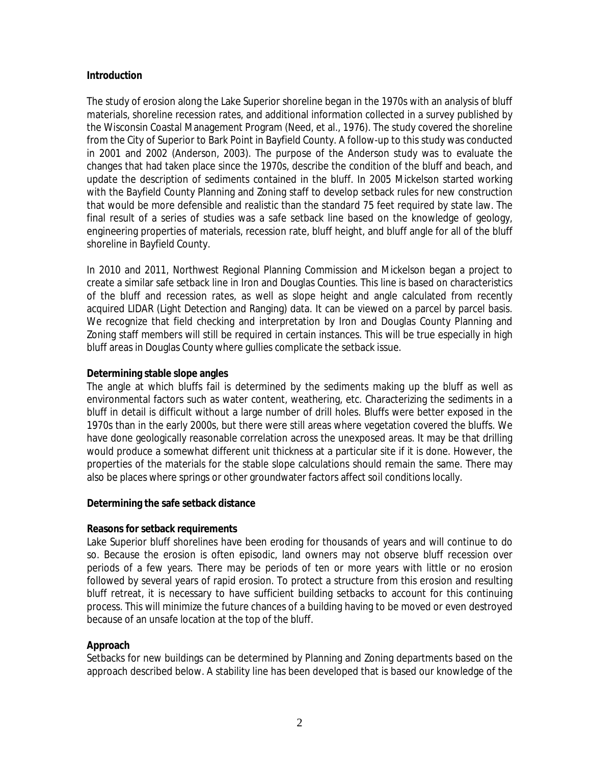## Introduction

The study of erosion along the Lake Superior shoreline began in the 1970s with an analysis of bluff materials, shoreline recession rates, and additional information collected in a survey published by the Wisconsin Coastal Management Program (Need, et al., 1976). The study covered the shoreline from the City of Superior to Bark Point in Bayfield County. A follow-up to this study was conducted in 2001 and 2002 (Anderson, 2003). The purpose of the Anderson study was to evaluate the changes that had taken place since the 1970s, describe the condition of the bluff and beach, and update the description of sediments contained in the bluff. In 2005 Mickelson started working with the Bayfield County Planning and Zoning staff to develop setback rules for new construction that would be more defensible and realistic than the standard 75 feet required by state law. The final result of a series of studies was a safe setback line based on the knowledge of geology, engineering properties of materials, recession rate, bluff height, and bluff angle for all of the bluff shoreline in Bayfield County.

In 2010 and 2011, Northwest Regional Planning Commission and Mickelson began a project to create a similar safe setback line in Iron and Douglas Counties. This line is based on characteristics of the bluff and recession rates, as well as slope height and angle calculated from recently acquired LIDAR (Light Detection and Ranging) data. It can be viewed on a parcel by parcel basis. We recognize that field checking and interpretation by Iron and Douglas County Planning and Zoning staff members will still be required in certain instances. This will be true especially in high bluff areas in Douglas County where gullies complicate the setback issue.

### Determining stable slope angles

The angle at which bluffs fail is determined by the sediments making up the bluff as well as environmental factors such as water content, weathering, etc. Characterizing the sediments in a bluff in detail is difficult without a large number of drill holes. Bluffs were better exposed in the 1970s than in the early 2000s, but there were still areas where vegetation covered the bluffs. We have done geologically reasonable correlation across the unexposed areas. It may be that drilling would produce a somewhat different unit thickness at a particular site if it is done. However, the properties of the materials for the stable slope calculations should remain the same. There may also be places where springs or other groundwater factors affect soil conditions locally.

### Determining the safe setback distance

#### Reasons for setback requirements

Lake Superior bluff shorelines have been eroding for thousands of years and will continue to do so. Because the erosion is often episodic, land owners may not observe bluff recession over periods of a few years. There may be periods of ten or more years with little or no erosion followed by several years of rapid erosion. To protect a structure from this erosion and resulting bluff retreat, it is necessary to have sufficient building setbacks to account for this continuing process. This will minimize the future chances of a building having to be moved or even destroyed because of an unsafe location at the top of the bluff.

#### Approach

Setbacks for new buildings can be determined by Planning and Zoning departments based on the approach described below. A stability line has been developed that is based our knowledge of the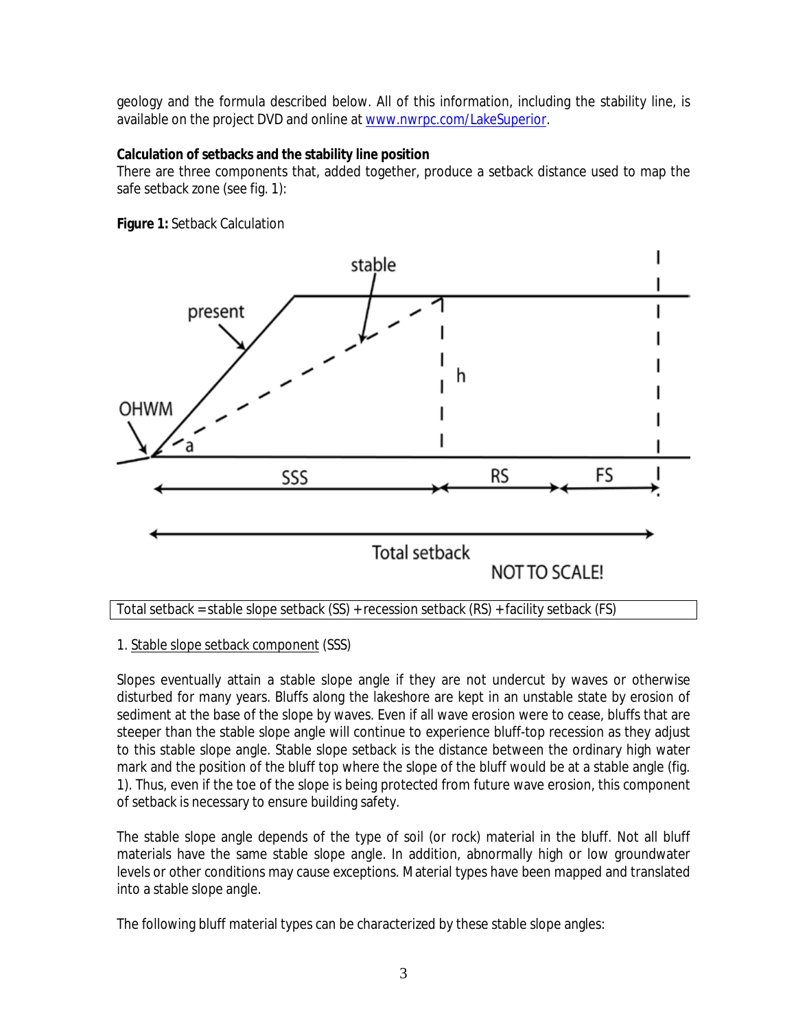geology and the formula described below. All of this information, including the stability line, is available on the project DVD and online at [www.nwrpc.com/LakeSuperior](http://www.nwrpc.com/LakeSuperior).

**Calculation of setbacks and the stability line position**

There are three components that, added together, produce a setback distance used to map the safe setback zone (see fig. 1):

**Figure 1:** Setback Calculation

Total setback = stable slope setback (SS) + recession setback (RS) + facility setback (FS)

1. Stable slope setback component (SSS)

Slopes eventually attain a stable slope angle if they are not undercut by waves or otherwise disturbed for many years. Bluffs along the lakeshore are kept in an unstable state by erosion of sediment at the base of the slope by waves. Even if all wave erosion were to cease, bluffs that are steeper than the stable slope angle will continue to experience bluff-top recession as they adjust to this stable slope angle. Stable slope setback is the distance between the ordinary high water mark and the position of the bluff top where the slope of the bluff would be at a stable angle (fig. 1). Thus, even if the toe of the slope is being protected from future wave erosion, this component of setback is necessary to ensure building safety.

The stable slope angle depends of the type of soil (or rock) material in the bluff. Not all bluff materials have the same stable slope angle. In addition, abnormally high or low groundwater levels or other conditions may cause exceptions. Material types have been mapped and translated into a stable slope angle.

The following bluff material types can be characterized by these stable slope angles: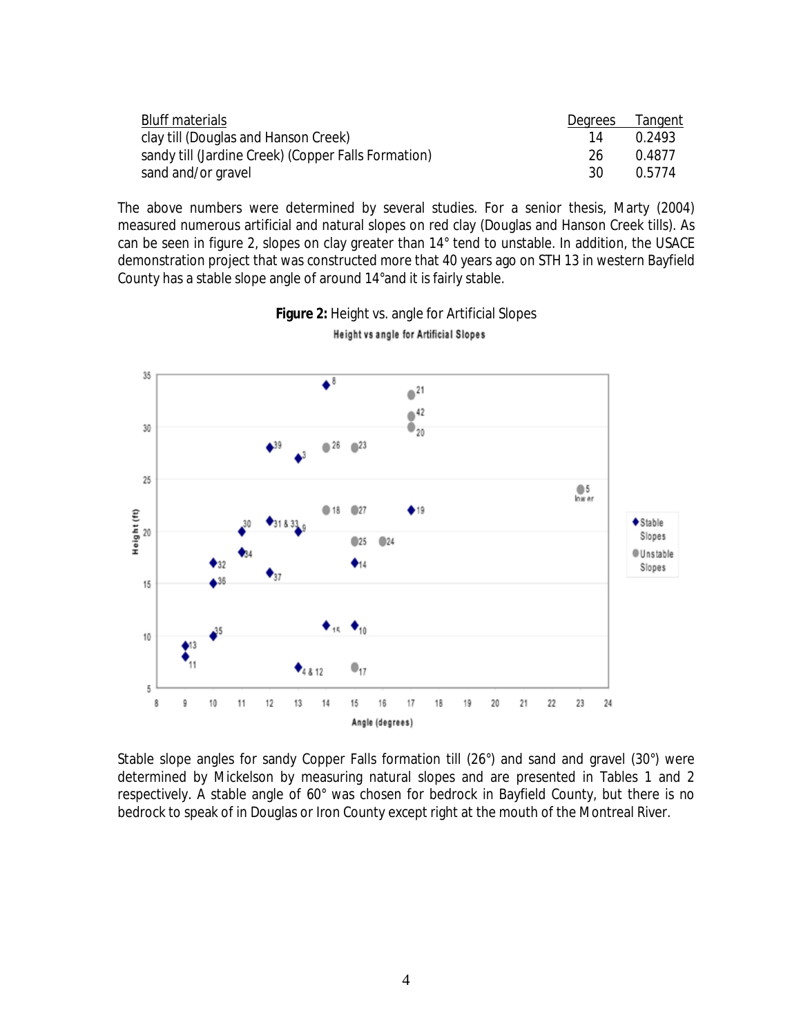| Bluff materials | Degrees | Tangent |
| --- | --- | --- |
| clay till (Douglas and Hanson Creek) | 14 | 0.2493 |
| sandy till (Jardine Creek) (Copper Falls Formation) | 26 | 0.4877 |
| sand and/or gravel | 30 | 0.5774 |

The above numbers were determined by several studies. For a senior thesis, Marty (2004) measured numerous artificial and natural slopes on red clay (Douglas and Hanson Creek tills). As can be seen in figure 2, slopes on clay greater than 14° tend to unstable. In addition, the USACE demonstration project that was constructed more that 40 years ago on STH 13 in western Bayfield County has a stable slope angle of around 14°and it is fairly stable.

**Figure 2:** Height vs. angle for Artificial Slopes

Stable slope angles for sandy Copper Falls formation till (26°) and sand and gravel (30°) were determined by Mickelson by measuring natural slopes and are presented in Tables 1 and 2 respectively. A stable angle of 60° was chosen for bedrock in Bayfield County, but there is no bedrock to speak of in Douglas or Iron County except right at the mouth of the Montreal River.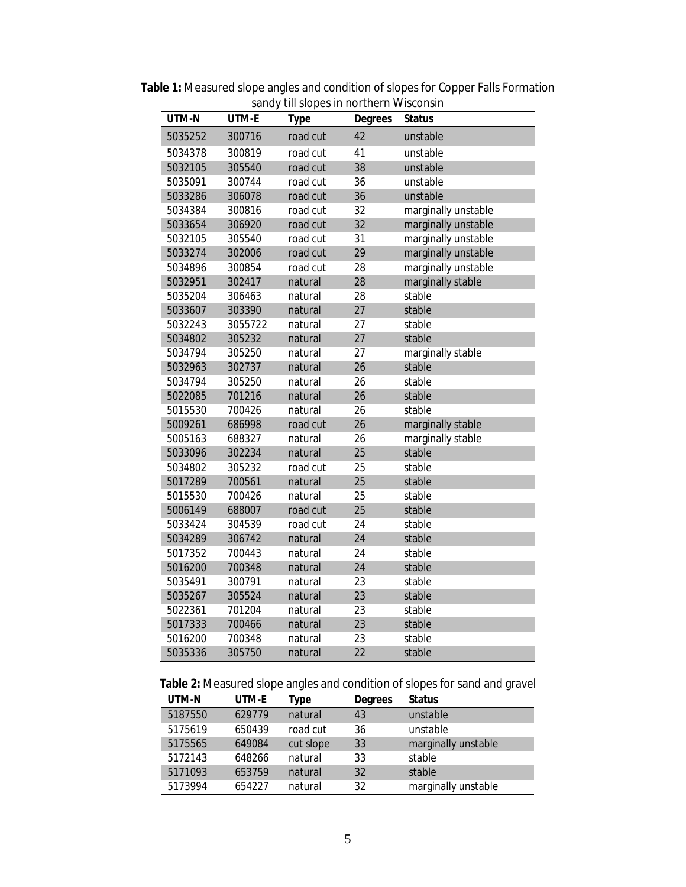**Table 1:** Measured slope angles and condition of slopes for Copper Falls Formation sandy till slopes in northern Wisconsin

| UTM-N | UTM-E | Type | Degrees | Status |
|---|---|---|---|---|
| 5035252 | 300716 | road cut | 42 | unstable |
| 5034378 | 300819 | road cut | 41 | unstable |
| 5032105 | 305540 | road cut | 38 | unstable |
| 5035091 | 300744 | road cut | 36 | unstable |
| 5033286 | 306078 | road cut | 36 | unstable |
| 5034384 | 300816 | road cut | 32 | marginally unstable |
| 5033654 | 306920 | road cut | 32 | marginally unstable |
| 5032105 | 305540 | road cut | 31 | marginally unstable |
| 5033274 | 302006 | road cut | 29 | marginally unstable |
| 5034896 | 300854 | road cut | 28 | marginally unstable |
| 5032951 | 302417 | natural | 28 | marginally stable |
| 5035204 | 306463 | natural | 28 | stable |
| 5033607 | 303390 | natural | 27 | stable |
| 5032243 | 3055722 | natural | 27 | stable |
| 5034802 | 305232 | natural | 27 | stable |
| 5034794 | 305250 | natural | 27 | marginally stable |
| 5032963 | 302737 | natural | 26 | stable |
| 5034794 | 305250 | natural | 26 | stable |
| 5022085 | 701216 | natural | 26 | stable |
| 5015530 | 700426 | natural | 26 | stable |
| 5009261 | 686998 | road cut | 26 | marginally stable |
| 5005163 | 688327 | natural | 26 | marginally stable |
| 5033096 | 302234 | natural | 25 | stable |
| 5034802 | 305232 | road cut | 25 | stable |
| 5017289 | 700561 | natural | 25 | stable |
| 5015530 | 700426 | natural | 25 | stable |
| 5006149 | 688007 | road cut | 25 | stable |
| 5033424 | 304539 | road cut | 24 | stable |
| 5034289 | 306742 | natural | 24 | stable |
| 5017352 | 700443 | natural | 24 | stable |
| 5016200 | 700348 | natural | 24 | stable |
| 5035491 | 300791 | natural | 23 | stable |
| 5035267 | 305524 | natural | 23 | stable |
| 5022361 | 701204 | natural | 23 | stable |
| 5017333 | 700466 | natural | 23 | stable |
| 5016200 | 700348 | natural | 23 | stable |
| 5035336 | 305750 | natural | 22 | stable |

**Table 2:** Measured slope angles and condition of slopes for sand and gravel

| UTM-N | UTM-E | Type | Degrees | Status |
|---|---|---|---|---|
| 5187550 | 629779 | natural | 43 | unstable |
| 5175619 | 650439 | road cut | 36 | unstable |
| 5175565 | 649084 | cut slope | 33 | marginally unstable |
| 5172143 | 648266 | natural | 33 | stable |
| 5171093 | 653759 | natural | 32 | stable |
| 5173994 | 654227 | natural | 32 | marginally unstable |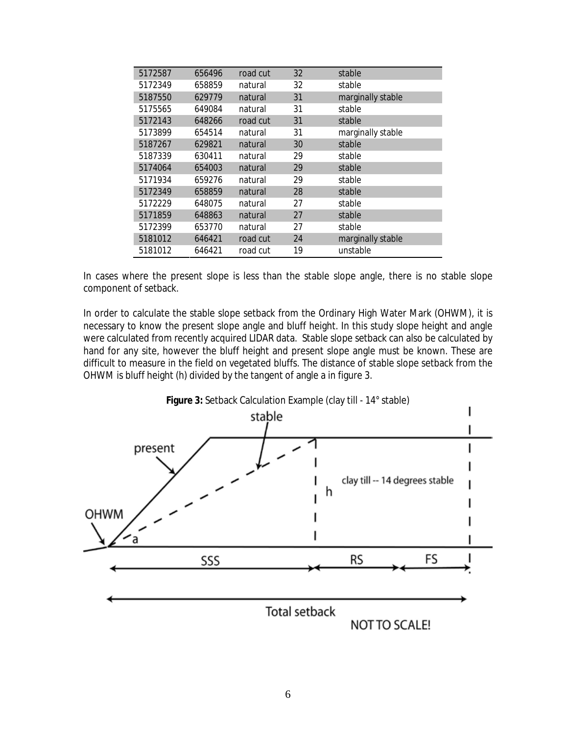| | | | | |
|---|---|---|---|---|
| 5172587 | 656496 | road cut | 32 | stable |
| 5172349 | 658859 | natural | 32 | stable |
| 5187550 | 629779 | natural | 31 | marginally stable |
| 5175565 | 649084 | natural | 31 | stable |
| 5172143 | 648266 | road cut | 31 | stable |
| 5173899 | 654514 | natural | 31 | marginally stable |
| 5187267 | 629821 | natural | 30 | stable |
| 5187339 | 630411 | natural | 29 | stable |
| 5174064 | 654003 | natural | 29 | stable |
| 5171934 | 659276 | natural | 29 | stable |
| 5172349 | 658859 | natural | 28 | stable |
| 5172229 | 648075 | natural | 27 | stable |
| 5171859 | 648863 | natural | 27 | stable |
| 5172399 | 653770 | natural | 27 | stable |
| 5181012 | 646421 | road cut | 24 | marginally stable |
| 5181012 | 646421 | road cut | 19 | unstable |

In cases where the present slope is less than the stable slope angle, there is no stable slope component of setback.

In order to calculate the stable slope setback from the Ordinary High Water Mark (OHWM), it is necessary to know the present slope angle and bluff height. In this study slope height and angle were calculated from recently acquired LIDAR data. Stable slope setback can also be calculated by hand for any site, however the bluff height and present slope angle must be known. These are difficult to measure in the field on vegetated bluffs. The distance of stable slope setback from the OHWM is bluff height (h) divided by the tangent of angle a in figure 3.

**Figure 3:** Setback Calculation Example (clay till - 14° stable)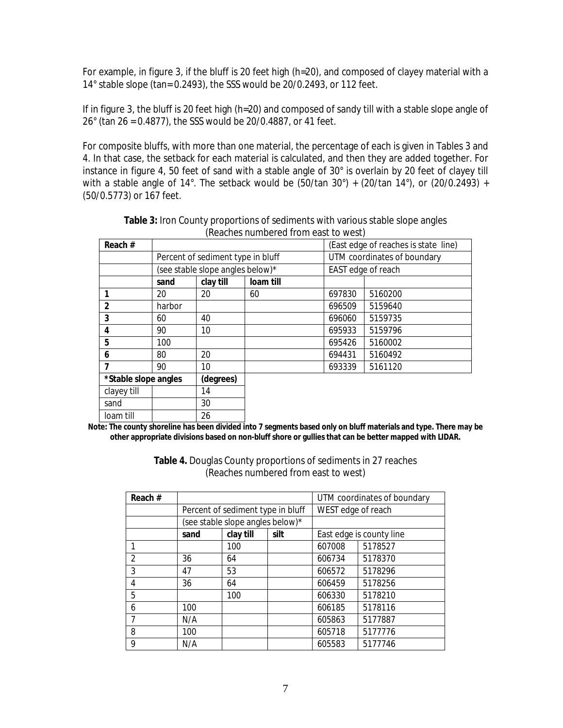For example, in figure 3, if the bluff is 20 feet high (h=20), and composed of clayey material with a 14° stable slope (tan= 0.2493), the SSS would be 20/0.2493, or 112 feet.

If in figure 3, the bluff is 20 feet high (h=20) and composed of sandy till with a stable slope angle of 26° (tan 26 = 0.4877), the SSS would be 20/0.4887, or 41 feet.

For composite bluffs, with more than one material, the percentage of each is given in Tables 3 and 4. In that case, the setback for each material is calculated, and then they are added together. For instance in figure 4, 50 feet of sand with a stable angle of 30° is overlain by 20 feet of clayey till with a stable angle of 14°. The setback would be (50/tan 30°) + (20/tan 14°), or (20/0.2493) + (50/0.5773) or 167 feet.

**Table 3:** Iron County proportions of sediments with various stable slope angles (Reaches numbered from east to west)

| Reach # | | | | (East edge of reaches is state line) | |
|---|---|---|---|---|---|
| | Percent of sediment type in bluff | | | UTM coordinates of boundary | |
| | (see stable slope angles below)* | | | EAST edge of reach | |
| | **sand** | **clay till** | **loam till** | | |
| **1** | 20 | 20 | 60 | 697830 | 5160200 |
| **2** | harbor | | | 696509 | 5159640 |
| **3** | 60 | 40 | | 696060 | 5159735 |
| **4** | 90 | 10 | | 695933 | 5159796 |
| **5** | 100 | | | 695426 | 5160002 |
| **6** | 80 | 20 | | 694431 | 5160492 |
| **7** | 90 | 10 | | 693339 | 5161120 |

| ***Stable slope angles** | | **(degrees)** |
|---|---|---|
| clayey till | | 14 |
| sand | | 30 |
| loam till | | 26 |

**Note: The county shoreline has been divided into 7 segments based only on bluff materials and type. There may be other appropriate divisions based on non-bluff shore or gullies that can be better mapped with LIDAR.**

**Table 4.** Douglas County proportions of sediments in 27 reaches (Reaches numbered from east to west)

| Reach # | | | | UTM coordinates of boundary | |
|---|---|---|---|---|---|
| | Percent of sediment type in bluff | | | WEST edge of reach | |
| | (see stable slope angles below)* | | | | |
| | **sand** | **clay till** | **silt** | East edge is county line | |
| 1 | | 100 | | 607008 | 5178527 |
| 2 | 36 | 64 | | 606734 | 5178370 |
| 3 | 47 | 53 | | 606572 | 5178296 |
| 4 | 36 | 64 | | 606459 | 5178256 |
| 5 | | 100 | | 606330 | 5178210 |
| 6 | 100 | | | 606185 | 5178116 |
| 7 | N/A | | | 605863 | 5177887 |
| 8 | 100 | | | 605718 | 5177776 |
| 9 | N/A | | | 605583 | 5177746 |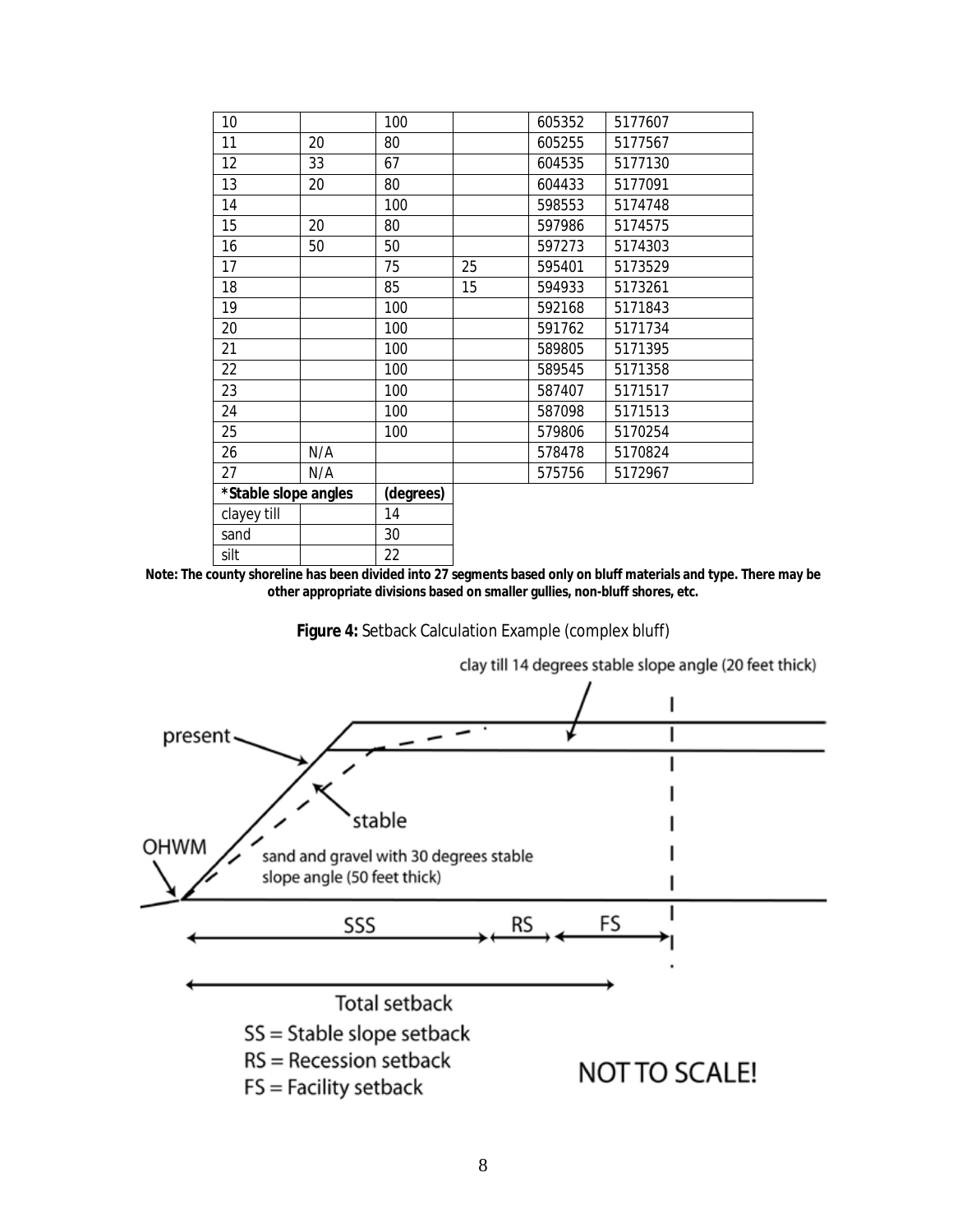| 10 | | 100 | | 605352 | 5177607 |
|---|---|---|---|---|---|
| 11 | 20 | 80 | | 605255 | 5177567 |
| 12 | 33 | 67 | | 604535 | 5177130 |
| 13 | 20 | 80 | | 604433 | 5177091 |
| 14 | | 100 | | 598553 | 5174748 |
| 15 | 20 | 80 | | 597986 | 5174575 |
| 16 | 50 | 50 | | 597273 | 5174303 |
| 17 | | 75 | 25 | 595401 | 5173529 |
| 18 | | 85 | 15 | 594933 | 5173261 |
| 19 | | 100 | | 592168 | 5171843 |
| 20 | | 100 | | 591762 | 5171734 |
| 21 | | 100 | | 589805 | 5171395 |
| 22 | | 100 | | 589545 | 5171358 |
| 23 | | 100 | | 587407 | 5171517 |
| 24 | | 100 | | 587098 | 5171513 |
| 25 | | 100 | | 579806 | 5170254 |
| 26 | N/A | | | 578478 | 5170824 |
| 27 | N/A | | | 575756 | 5172967 |

| *Stable slope angles | | (degrees) |
|---|---|---|
| clayey till | | 14 |
| sand | | 30 |
| silt | | 22 |

**Note: The county shoreline has been divided into 27 segments based only on bluff materials and type. There may be other appropriate divisions based on smaller gullies, non-bluff shores, etc.**

**Figure 4:** Setback Calculation Example (complex bluff)

clay till 14 degrees stable slope angle (20 feet thick)

present

stable

OHWM

sand and gravel with 30 degrees stable slope angle (50 feet thick)

SSS RS FS

Total setback

SS = Stable slope setback

RS = Recession setback

FS = Facility setback

NOT TO SCALE!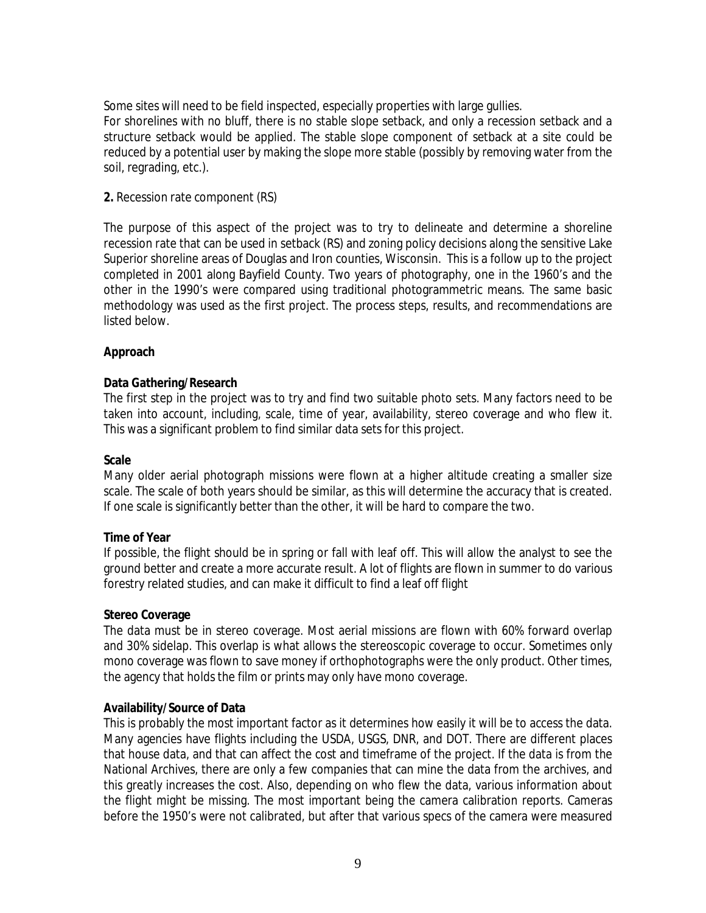Some sites will need to be field inspected, especially properties with large gullies.
For shorelines with no bluff, there is no stable slope setback, and only a recession setback and a structure setback would be applied. The stable slope component of setback at a site could be reduced by a potential user by making the slope more stable (possibly by removing water from the soil, regrading, etc.).

**2.** Recession rate component (RS)

The purpose of this aspect of the project was to try to delineate and determine a shoreline recession rate that can be used in setback (RS) and zoning policy decisions along the sensitive Lake Superior shoreline areas of Douglas and Iron counties, Wisconsin. This is a follow up to the project completed in 2001 along Bayfield County. Two years of photography, one in the 1960's and the other in the 1990's were compared using traditional photogrammetric means. The same basic methodology was used as the first project. The process steps, results, and recommendations are listed below.

**Approach**

**Data Gathering/Research**
The first step in the project was to try and find two suitable photo sets. Many factors need to be taken into account, including, scale, time of year, availability, stereo coverage and who flew it. This was a significant problem to find similar data sets for this project.

**Scale**
Many older aerial photograph missions were flown at a higher altitude creating a smaller size scale. The scale of both years should be similar, as this will determine the accuracy that is created. If one scale is significantly better than the other, it will be hard to compare the two.

**Time of Year**
If possible, the flight should be in spring or fall with leaf off. This will allow the analyst to see the ground better and create a more accurate result. A lot of flights are flown in summer to do various forestry related studies, and can make it difficult to find a leaf off flight

**Stereo Coverage**
The data must be in stereo coverage. Most aerial missions are flown with 60% forward overlap and 30% sidelap. This overlap is what allows the stereoscopic coverage to occur. Sometimes only mono coverage was flown to save money if orthophotographs were the only product. Other times, the agency that holds the film or prints may only have mono coverage.

**Availability/Source of Data**
This is probably the most important factor as it determines how easily it will be to access the data. Many agencies have flights including the USDA, USGS, DNR, and DOT. There are different places that house data, and that can affect the cost and timeframe of the project. If the data is from the National Archives, there are only a few companies that can mine the data from the archives, and this greatly increases the cost. Also, depending on who flew the data, various information about the flight might be missing. The most important being the camera calibration reports. Cameras before the 1950's were not calibrated, but after that various specs of the camera were measured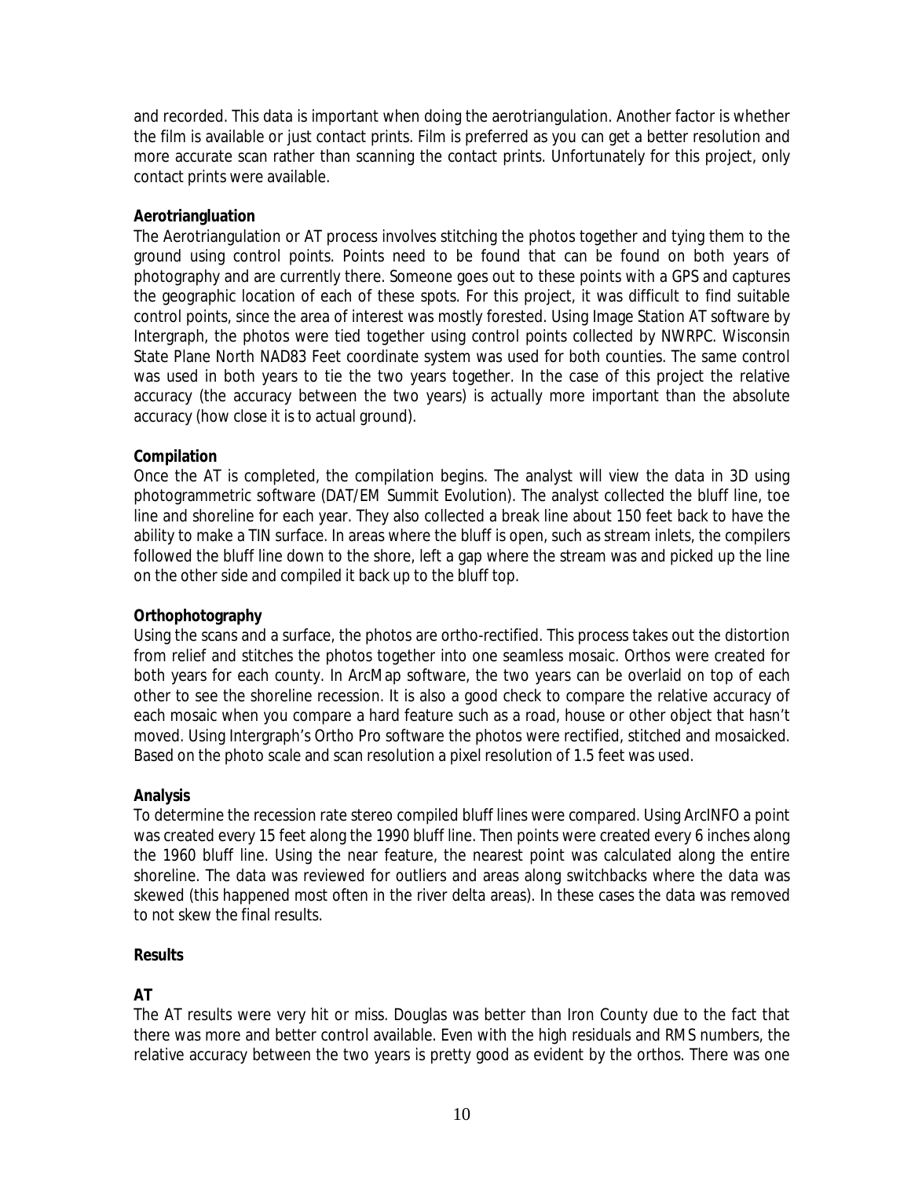and recorded. This data is important when doing the aerotriangulation. Another factor is whether the film is available or just contact prints. Film is preferred as you can get a better resolution and more accurate scan rather than scanning the contact prints. Unfortunately for this project, only contact prints were available.

**Aerotriangluation**

The Aerotriangulation or AT process involves stitching the photos together and tying them to the ground using control points. Points need to be found that can be found on both years of photography and are currently there. Someone goes out to these points with a GPS and captures the geographic location of each of these spots. For this project, it was difficult to find suitable control points, since the area of interest was mostly forested. Using Image Station AT software by Intergraph, the photos were tied together using control points collected by NWRPC. Wisconsin State Plane North NAD83 Feet coordinate system was used for both counties. The same control was used in both years to tie the two years together. In the case of this project the relative accuracy (the accuracy between the two years) is actually more important than the absolute accuracy (how close it is to actual ground).

**Compilation**

Once the AT is completed, the compilation begins. The analyst will view the data in 3D using photogrammetric software (DAT/EM Summit Evolution). The analyst collected the bluff line, toe line and shoreline for each year. They also collected a break line about 150 feet back to have the ability to make a TIN surface. In areas where the bluff is open, such as stream inlets, the compilers followed the bluff line down to the shore, left a gap where the stream was and picked up the line on the other side and compiled it back up to the bluff top.

**Orthophotography**

Using the scans and a surface, the photos are ortho-rectified. This process takes out the distortion from relief and stitches the photos together into one seamless mosaic. Orthos were created for both years for each county. In ArcMap software, the two years can be overlaid on top of each other to see the shoreline recession. It is also a good check to compare the relative accuracy of each mosaic when you compare a hard feature such as a road, house or other object that hasn't moved. Using Intergraph's Ortho Pro software the photos were rectified, stitched and mosaicked. Based on the photo scale and scan resolution a pixel resolution of 1.5 feet was used.

**Analysis**

To determine the recession rate stereo compiled bluff lines were compared. Using ArcINFO a point was created every 15 feet along the 1990 bluff line. Then points were created every 6 inches along the 1960 bluff line. Using the near feature, the nearest point was calculated along the entire shoreline. The data was reviewed for outliers and areas along switchbacks where the data was skewed (this happened most often in the river delta areas). In these cases the data was removed to not skew the final results.

**Results**

**AT**

The AT results were very hit or miss. Douglas was better than Iron County due to the fact that there was more and better control available. Even with the high residuals and RMS numbers, the relative accuracy between the two years is pretty good as evident by the orthos. There was one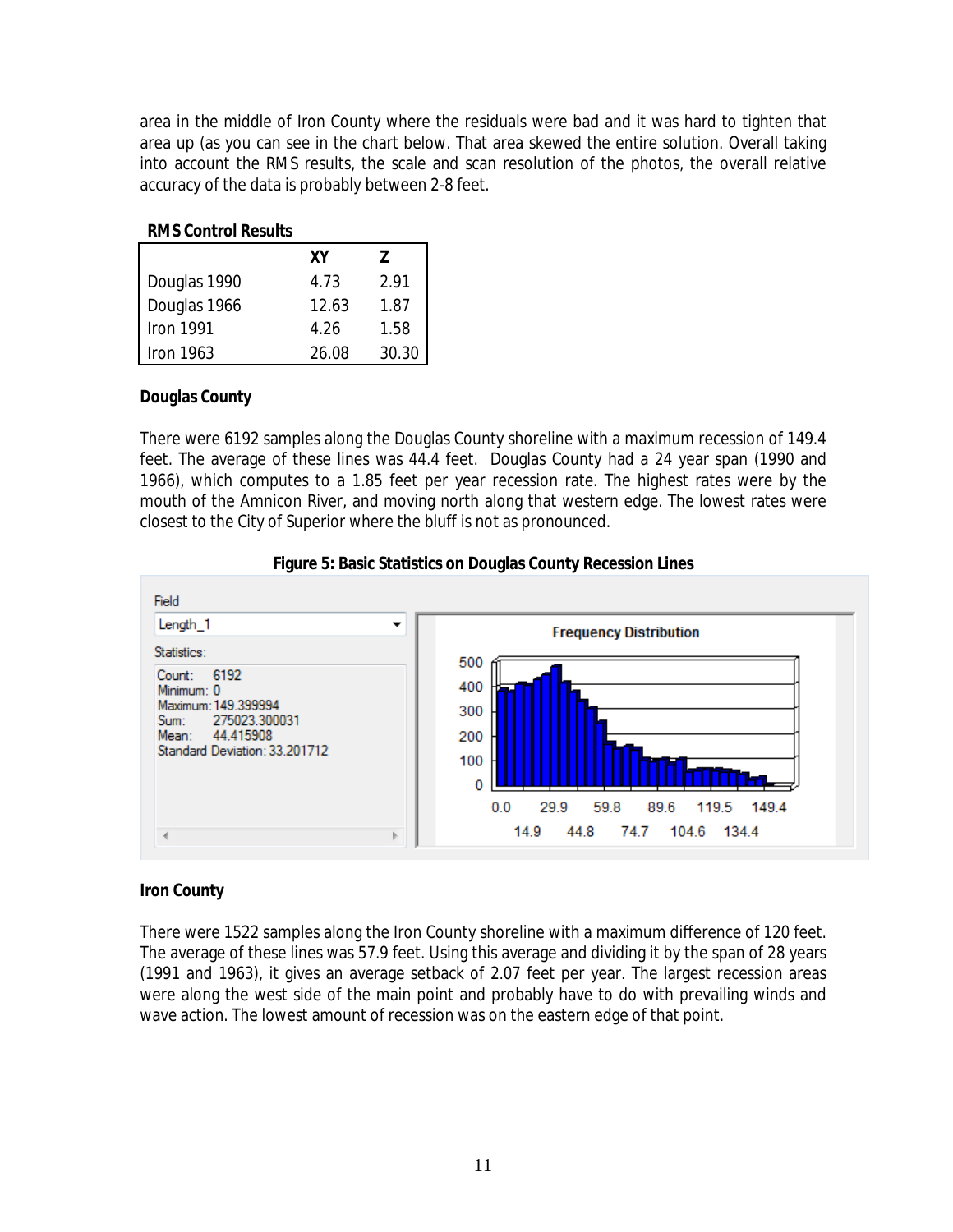area in the middle of Iron County where the residuals were bad and it was hard to tighten that area up (as you can see in the chart below. That area skewed the entire solution. Overall taking into account the RMS results, the scale and scan resolution of the photos, the overall relative accuracy of the data is probably between 2-8 feet.

**RMS Control Results**

| | XY | Z |
|---|---|---|
| Douglas 1990 | 4.73 | 2.91 |
| Douglas 1966 | 12.63 | 1.87 |
| Iron 1991 | 4.26 | 1.58 |
| Iron 1963 | 26.08 | 30.30 |

**Douglas County**

There were 6192 samples along the Douglas County shoreline with a maximum recession of 149.4 feet. The average of these lines was 44.4 feet. Douglas County had a 24 year span (1990 and 1966), which computes to a 1.85 feet per year recession rate. The highest rates were by the mouth of the Amnicon River, and moving north along that western edge. The lowest rates were closest to the City of Superior where the bluff is not as pronounced.

**Figure 5: Basic Statistics on Douglas County Recession Lines**

Field: Length_1

Statistics:
Count: 6192
Minimum: 0
Maximum: 149.399994
Sum: 275023.300031
Mean: 44.415908
Standard Deviation: 33.201712

Frequency Distribution

**Iron County**

There were 1522 samples along the Iron County shoreline with a maximum difference of 120 feet. The average of these lines was 57.9 feet. Using this average and dividing it by the span of 28 years (1991 and 1963), it gives an average setback of 2.07 feet per year. The largest recession areas were along the west side of the main point and probably have to do with prevailing winds and wave action. The lowest amount of recession was on the eastern edge of that point.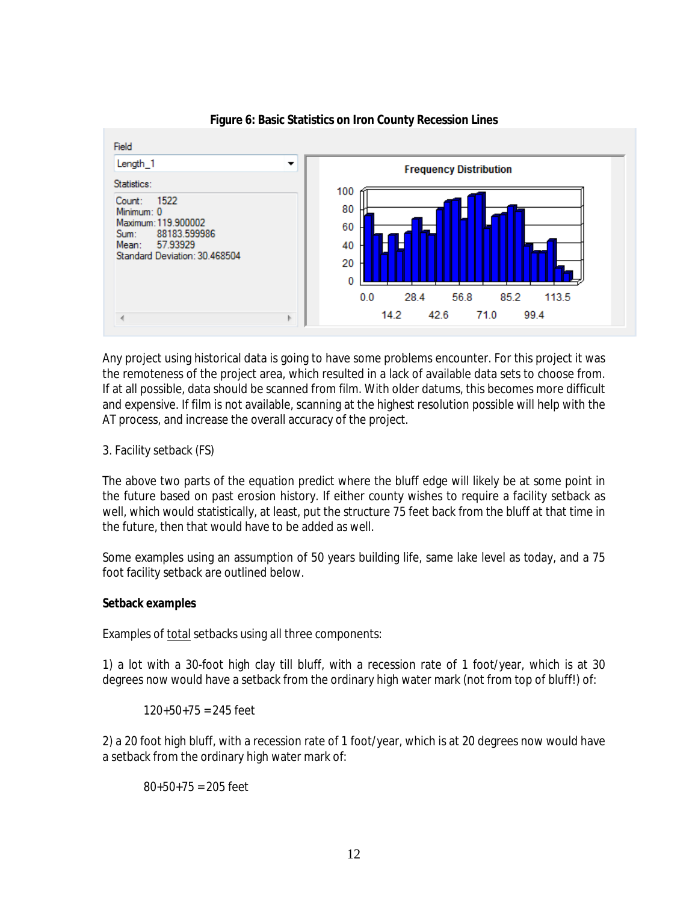**Figure 6: Basic Statistics on Iron County Recession Lines**

Field: Length_1

Statistics:

Count: 1522
Minimum: 0
Maximum: 119.900002
Sum: 88183.599986
Mean: 57.93929
Standard Deviation: 30.468504

Any project using historical data is going to have some problems encounter. For this project it was the remoteness of the project area, which resulted in a lack of available data sets to choose from. If at all possible, data should be scanned from film. With older datums, this becomes more difficult and expensive. If film is not available, scanning at the highest resolution possible will help with the AT process, and increase the overall accuracy of the project.

3. Facility setback (FS)

The above two parts of the equation predict where the bluff edge will likely be at some point in the future based on past erosion history. If either county wishes to require a facility setback as well, which would statistically, at least, put the structure 75 feet back from the bluff at that time in the future, then that would have to be added as well.

Some examples using an assumption of 50 years building life, same lake level as today, and a 75 foot facility setback are outlined below.

**Setback examples**

Examples of total setbacks using all three components:

1) a lot with a 30-foot high clay till bluff, with a recession rate of 1 foot/year, which is at 30 degrees now would have a setback from the ordinary high water mark (not from top of bluff!) of:

> 120+50+75 = 245 feet

2) a 20 foot high bluff, with a recession rate of 1 foot/year, which is at 20 degrees now would have a setback from the ordinary high water mark of:

> 80+50+75 = 205 feet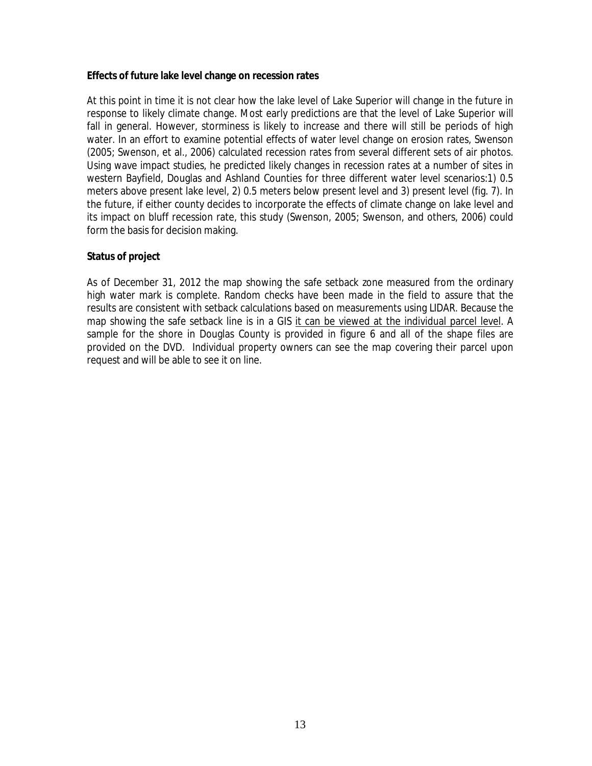**Effects of future lake level change on recession rates**

At this point in time it is not clear how the lake level of Lake Superior will change in the future in response to likely climate change. Most early predictions are that the level of Lake Superior will fall in general. However, storminess is likely to increase and there will still be periods of high water. In an effort to examine potential effects of water level change on erosion rates, Swenson (2005; Swenson, et al., 2006) calculated recession rates from several different sets of air photos. Using wave impact studies, he predicted likely changes in recession rates at a number of sites in western Bayfield, Douglas and Ashland Counties for three different water level scenarios:1) 0.5 meters above present lake level, 2) 0.5 meters below present level and 3) present level (fig. 7). In the future, if either county decides to incorporate the effects of climate change on lake level and its impact on bluff recession rate, this study (Swenson, 2005; Swenson, and others, 2006) could form the basis for decision making.

**Status of project**

As of December 31, 2012 the map showing the safe setback zone measured from the ordinary high water mark is complete. Random checks have been made in the field to assure that the results are consistent with setback calculations based on measurements using LIDAR. Because the map showing the safe setback line is in a GIS <u>it can be viewed at the individual parcel level</u>. A sample for the shore in Douglas County is provided in figure 6 and all of the shape files are provided on the DVD. Individual property owners can see the map covering their parcel upon request and will be able to see it on line.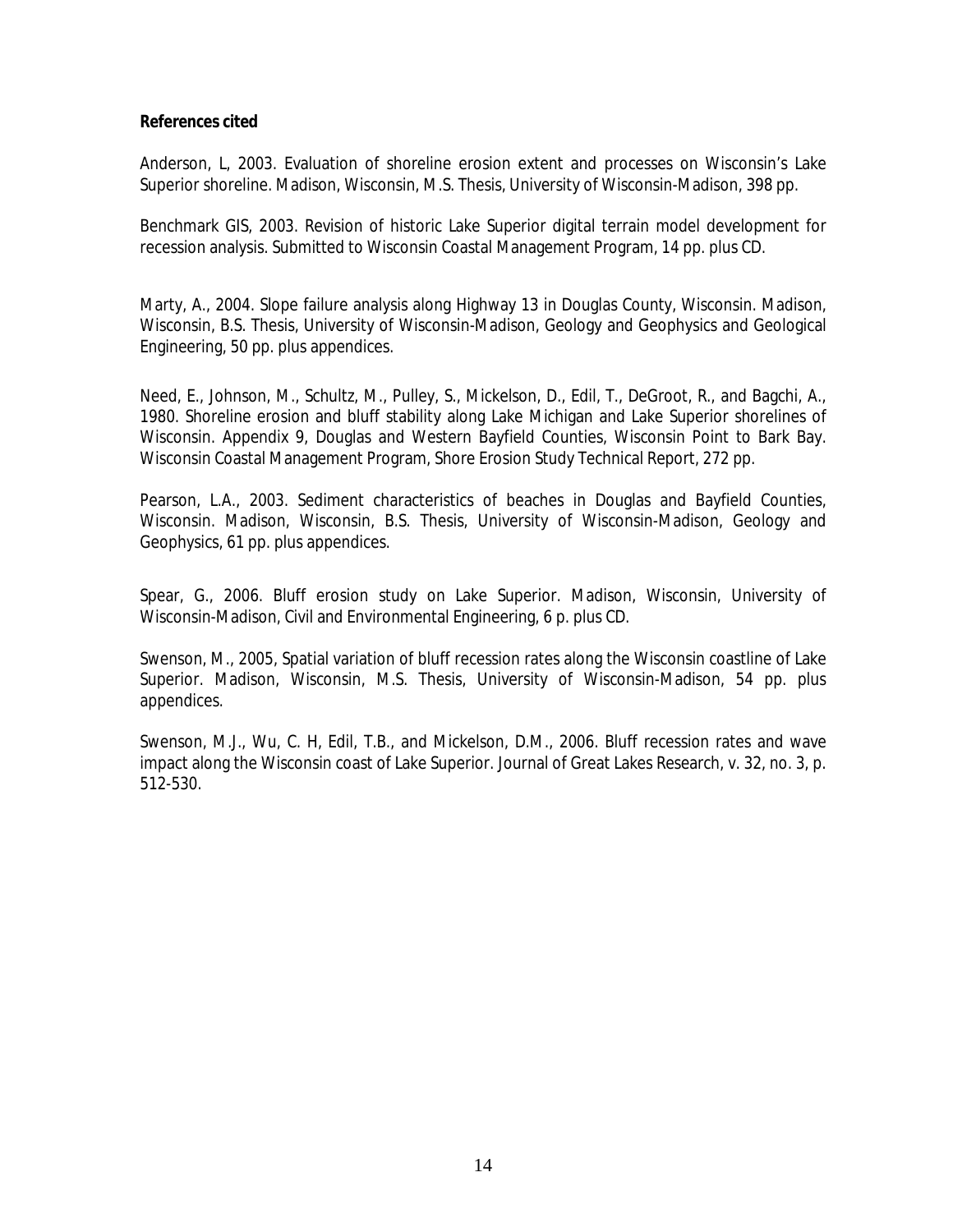**References cited**

Anderson, L, 2003. Evaluation of shoreline erosion extent and processes on Wisconsin's Lake Superior shoreline. Madison, Wisconsin, M.S. Thesis, University of Wisconsin-Madison, 398 pp.

Benchmark GIS, 2003. Revision of historic Lake Superior digital terrain model development for recession analysis. Submitted to Wisconsin Coastal Management Program, 14 pp. plus CD.

Marty, A., 2004. Slope failure analysis along Highway 13 in Douglas County, Wisconsin. Madison, Wisconsin, B.S. Thesis, University of Wisconsin-Madison, Geology and Geophysics and Geological Engineering, 50 pp. plus appendices.

Need, E., Johnson, M., Schultz, M., Pulley, S., Mickelson, D., Edil, T., DeGroot, R., and Bagchi, A., 1980. Shoreline erosion and bluff stability along Lake Michigan and Lake Superior shorelines of Wisconsin. Appendix 9, Douglas and Western Bayfield Counties, Wisconsin Point to Bark Bay. Wisconsin Coastal Management Program, Shore Erosion Study Technical Report, 272 pp.

Pearson, L.A., 2003. Sediment characteristics of beaches in Douglas and Bayfield Counties, Wisconsin. Madison, Wisconsin, B.S. Thesis, University of Wisconsin-Madison, Geology and Geophysics, 61 pp. plus appendices.

Spear, G., 2006. Bluff erosion study on Lake Superior. Madison, Wisconsin, University of Wisconsin-Madison, Civil and Environmental Engineering, 6 p. plus CD.

Swenson, M., 2005, Spatial variation of bluff recession rates along the Wisconsin coastline of Lake Superior. Madison, Wisconsin, M.S. Thesis, University of Wisconsin-Madison, 54 pp. plus appendices.

Swenson, M.J., Wu, C. H, Edil, T.B., and Mickelson, D.M., 2006. Bluff recession rates and wave impact along the Wisconsin coast of Lake Superior. Journal of Great Lakes Research, v. 32, no. 3, p. 512-530.